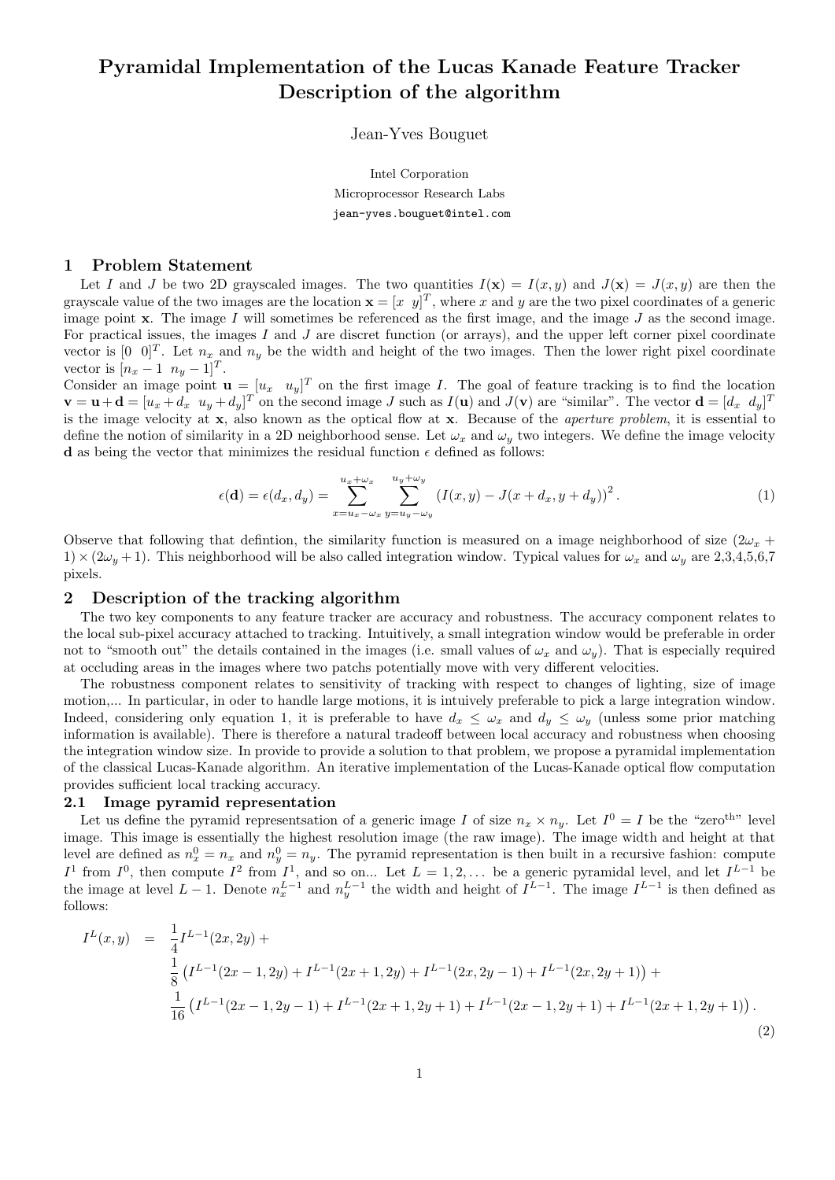# Pyramidal Implementation of the Lucas Kanade Feature Tracker Description of the algorithm

Jean-Yves Bouguet

Intel Corporation
Microprocessor Research Labs
jean-yves.bouguet@intel.com

## 1 Problem Statement

Let $I$ and $J$ be two 2D grayscaled images. The two quantities $I(\mathbf{x}) = I(x, y)$ and $J(\mathbf{x}) = J(x, y)$ are then the grayscale value of the two images are the location $\mathbf{x} = [x \;\; y]^T$, where $x$ and $y$ are the two pixel coordinates of a generic image point $\mathbf{x}$. The image $I$ will sometimes be referenced as the first image, and the image $J$ as the second image. For practical issues, the images $I$ and $J$ are discret function (or arrays), and the upper left corner pixel coordinate vector is $[0 \;\; 0]^T$. Let $n_x$ and $n_y$ be the width and height of the two images. Then the lower right pixel coordinate vector is $[n_x - 1 \;\; n_y - 1]^T$.

Consider an image point $\mathbf{u} = [u_x \;\; u_y]^T$ on the first image $I$. The goal of feature tracking is to find the location $\mathbf{v} = \mathbf{u} + \mathbf{d} = [u_x + d_x \;\; u_y + d_y]^T$ on the second image $J$ such as $I(\mathbf{u})$ and $J(\mathbf{v})$ are "similar". The vector $\mathbf{d} = [d_x \;\; d_y]^T$ is the image velocity at $\mathbf{x}$, also known as the optical flow at $\mathbf{x}$. Because of the *aperture problem*, it is essential to define the notion of similarity in a 2D neighborhood sense. Let $\omega_x$ and $\omega_y$ two integers. We define the image velocity $\mathbf{d}$ as being the vector that minimizes the residual function $\epsilon$ defined as follows:

$$\epsilon(\mathbf{d}) = \epsilon(d_x, d_y) = \sum_{x=u_x-\omega_x}^{u_x+\omega_x} \sum_{y=u_y-\omega_y}^{u_y+\omega_y} \left( I(x, y) - J(x + d_x, y + d_y) \right)^2. \tag{1}$$

Observe that following that defintion, the similarity function is measured on a image neighborhood of size $(2\omega_x + 1) \times (2\omega_y + 1)$. This neighborhood will be also called integration window. Typical values for $\omega_x$ and $\omega_y$ are 2,3,4,5,6,7 pixels.

## 2 Description of the tracking algorithm

The two key components to any feature tracker are accuracy and robustness. The accuracy component relates to the local sub-pixel accuracy attached to tracking. Intuitively, a small integration window would be preferable in order not to "smooth out" the details contained in the images (i.e. small values of $\omega_x$ and $\omega_y$). That is especially required at occluding areas in the images where two patchs potentially move with very different velocities.

The robustness component relates to sensitivity of tracking with respect to changes of lighting, size of image motion,... In particular, in oder to handle large motions, it is intuively preferable to pick a large integration window. Indeed, considering only equation 1, it is preferable to have $d_x \leq \omega_x$ and $d_y \leq \omega_y$ (unless some prior matching information is available). There is therefore a natural tradeoff between local accuracy and robustness when choosing the integration window size. In provide to provide a solution to that problem, we propose a pyramidal implementation of the classical Lucas-Kanade algorithm. An iterative implementation of the Lucas-Kanade optical flow computation provides sufficient local tracking accuracy.

### 2.1 Image pyramid representation

Let us define the pyramid representsation of a generic image $I$ of size $n_x \times n_y$. Let $I^0 = I$ be the "zero$^{\text{th}}$" level image. This image is essentially the highest resolution image (the raw image). The image width and height at that level are defined as $n_x^0 = n_x$ and $n_y^0 = n_y$. The pyramid representation is then built in a recursive fashion: compute $I^1$ from $I^0$, then compute $I^2$ from $I^1$, and so on... Let $L = 1, 2, \ldots$ be a generic pyramidal level, and let $I^{L-1}$ be the image at level $L - 1$. Denote $n_x^{L-1}$ and $n_y^{L-1}$ the width and height of $I^{L-1}$. The image $I^{L-1}$ is then defined as follows:

$$\begin{aligned}
I^L(x, y) \;\; = \;\; & \frac{1}{4} I^{L-1}(2x, 2y) \; + \\
& \frac{1}{8} \left( I^{L-1}(2x-1, 2y) + I^{L-1}(2x+1, 2y) + I^{L-1}(2x, 2y-1) + I^{L-1}(2x, 2y+1) \right) + \\
& \frac{1}{16} \left( I^{L-1}(2x-1, 2y-1) + I^{L-1}(2x+1, 2y+1) + I^{L-1}(2x-1, 2y+1) + I^{L-1}(2x+1, 2y+1) \right).
\end{aligned} \tag{2}$$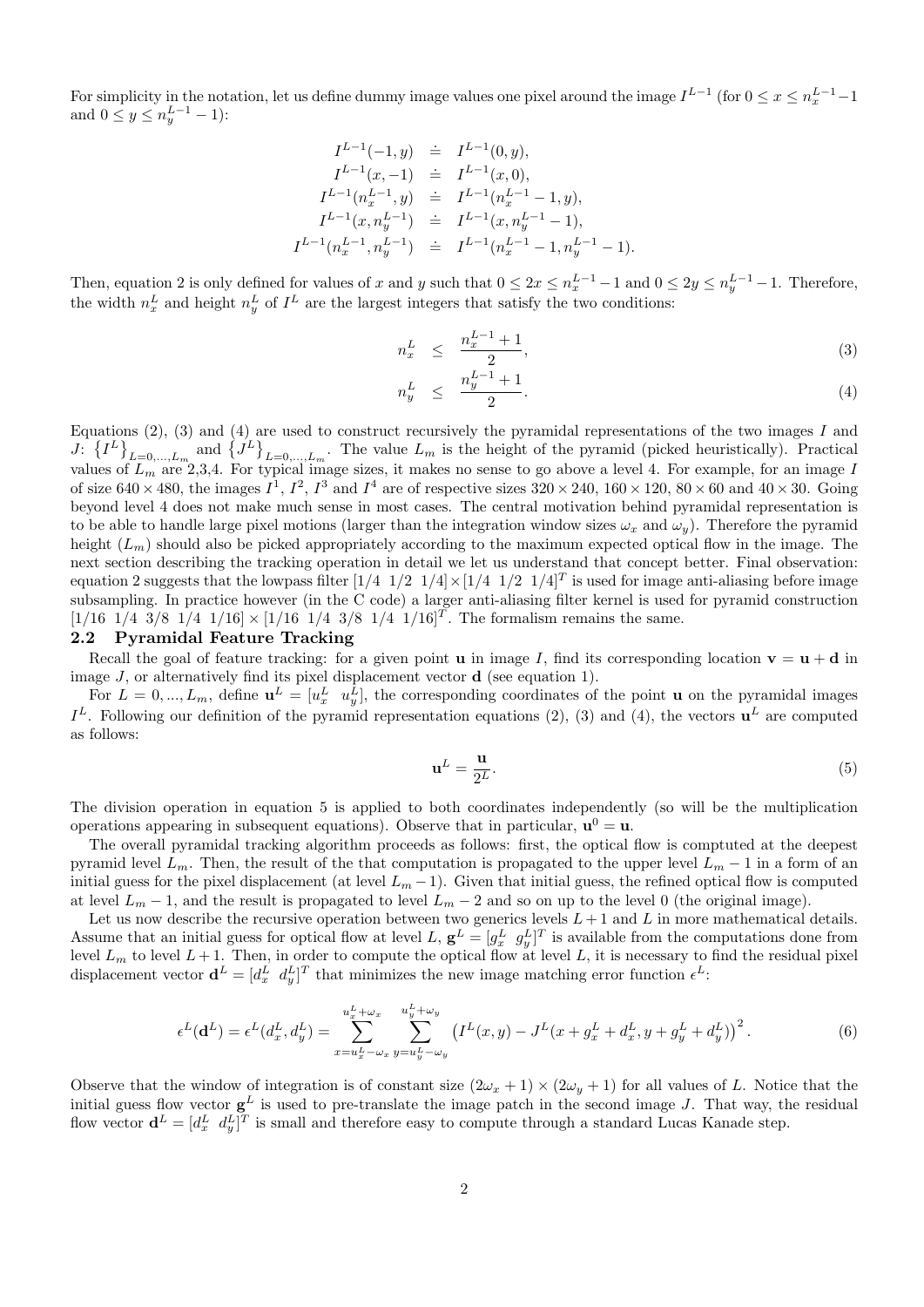For simplicity in the notation, let us define dummy image values one pixel around the image $I^{L-1}$ (for $0 \leq x \leq n_x^{L-1}-1$ and $0 \leq y \leq n_y^{L-1}-1$):

$$
\begin{aligned}
I^{L-1}(-1, y) &\doteq I^{L-1}(0, y), \\
I^{L-1}(x, -1) &\doteq I^{L-1}(x, 0), \\
I^{L-1}(n_x^{L-1}, y) &\doteq I^{L-1}(n_x^{L-1}-1, y), \\
I^{L-1}(x, n_y^{L-1}) &\doteq I^{L-1}(x, n_y^{L-1}-1), \\
I^{L-1}(n_x^{L-1}, n_y^{L-1}) &\doteq I^{L-1}(n_x^{L-1}-1, n_y^{L-1}-1).
\end{aligned}
$$

Then, equation 2 is only defined for values of $x$ and $y$ such that $0 \leq 2x \leq n_x^{L-1}-1$ and $0 \leq 2y \leq n_y^{L-1}-1$. Therefore, the width $n_x^L$ and height $n_y^L$ of $I^L$ are the largest integers that satisfy the two conditions:

$$
n_x^L \leq \frac{n_x^{L-1}+1}{2}, \tag{3}
$$

$$
n_y^L \leq \frac{n_y^{L-1}+1}{2}. \tag{4}
$$

Equations (2), (3) and (4) are used to construct recursively the pyramidal representations of the two images $I$ and $J$: $\left\{I^L\right\}_{L=0,\ldots,L_m}$ and $\left\{J^L\right\}_{L=0,\ldots,L_m}$. The value $L_m$ is the height of the pyramid (picked heuristically). Practical values of $L_m$ are 2,3,4. For typical image sizes, it makes no sense to go above a level 4. For example, for an image $I$ of size $640 \times 480$, the images $I^1$, $I^2$, $I^3$ and $I^4$ are of respective sizes $320 \times 240$, $160 \times 120$, $80 \times 60$ and $40 \times 30$. Going beyond level 4 does not make much sense in most cases. The central motivation behind pyramidal representation is to be able to handle large pixel motions (larger than the integration window sizes $\omega_x$ and $\omega_y$). Therefore the pyramid height ($L_m$) should also be picked appropriately according to the maximum expected optical flow in the image. The next section describing the tracking operation in detail we let us understand that concept better. Final observation: equation 2 suggests that the lowpass filter $[1/4 \;\; 1/2 \;\; 1/4] \times [1/4 \;\; 1/2 \;\; 1/4]^T$ is used for image anti-aliasing before image subsampling. In practice however (in the C code) a larger anti-aliasing filter kernel is used for pyramid construction $[1/16 \;\; 1/4 \;\; 3/8 \;\; 1/4 \;\; 1/16] \times [1/16 \;\; 1/4 \;\; 3/8 \;\; 1/4 \;\; 1/16]^T$. The formalism remains the same.

### 2.2 Pyramidal Feature Tracking

Recall the goal of feature tracking: for a given point $\mathbf{u}$ in image $I$, find its corresponding location $\mathbf{v} = \mathbf{u} + \mathbf{d}$ in image $J$, or alternatively find its pixel displacement vector $\mathbf{d}$ (see equation 1).

For $L = 0, \ldots, L_m$, define $\mathbf{u}^L = [u_x^L \;\; u_y^L]$, the corresponding coordinates of the point $\mathbf{u}$ on the pyramidal images $I^L$. Following our definition of the pyramid representation equations (2), (3) and (4), the vectors $\mathbf{u}^L$ are computed as follows:

$$
\mathbf{u}^L = \frac{\mathbf{u}}{2^L}. \tag{5}
$$

The division operation in equation 5 is applied to both coordinates independently (so will be the multiplication operations appearing in subsequent equations). Observe that in particular, $\mathbf{u}^0 = \mathbf{u}$.

The overall pyramidal tracking algorithm proceeds as follows: first, the optical flow is comptuted at the deepest pyramid level $L_m$. Then, the result of the that computation is propagated to the upper level $L_m - 1$ in a form of an initial guess for the pixel displacement (at level $L_m - 1$). Given that initial guess, the refined optical flow is computed at level $L_m - 1$, and the result is propagated to level $L_m - 2$ and so on up to the level 0 (the original image).

Let us now describe the recursive operation between two generics levels $L+1$ and $L$ in more mathematical details. Assume that an initial guess for optical flow at level $L$, $\mathbf{g}^L = [g_x^L \;\; g_y^L]^T$ is available from the computations done from level $L_m$ to level $L+1$. Then, in order to compute the optical flow at level $L$, it is necessary to find the residual pixel displacement vector $\mathbf{d}^L = [d_x^L \;\; d_y^L]^T$ that minimizes the new image matching error function $\epsilon^L$:

$$
\epsilon^L(\mathbf{d}^L) = \epsilon^L(d_x^L, d_y^L) = \sum_{x=u_x^L-\omega_x}^{u_x^L+\omega_x} \sum_{y=u_y^L-\omega_y}^{u_y^L+\omega_y} \left(I^L(x,y) - J^L(x + g_x^L + d_x^L, y + g_y^L + d_y^L)\right)^2. \tag{6}
$$

Observe that the window of integration is of constant size $(2\omega_x + 1) \times (2\omega_y + 1)$ for all values of $L$. Notice that the initial guess flow vector $\mathbf{g}^L$ is used to pre-translate the image patch in the second image $J$. That way, the residual flow vector $\mathbf{d}^L = [d_x^L \;\; d_y^L]^T$ is small and therefore easy to compute through a standard Lucas Kanade step.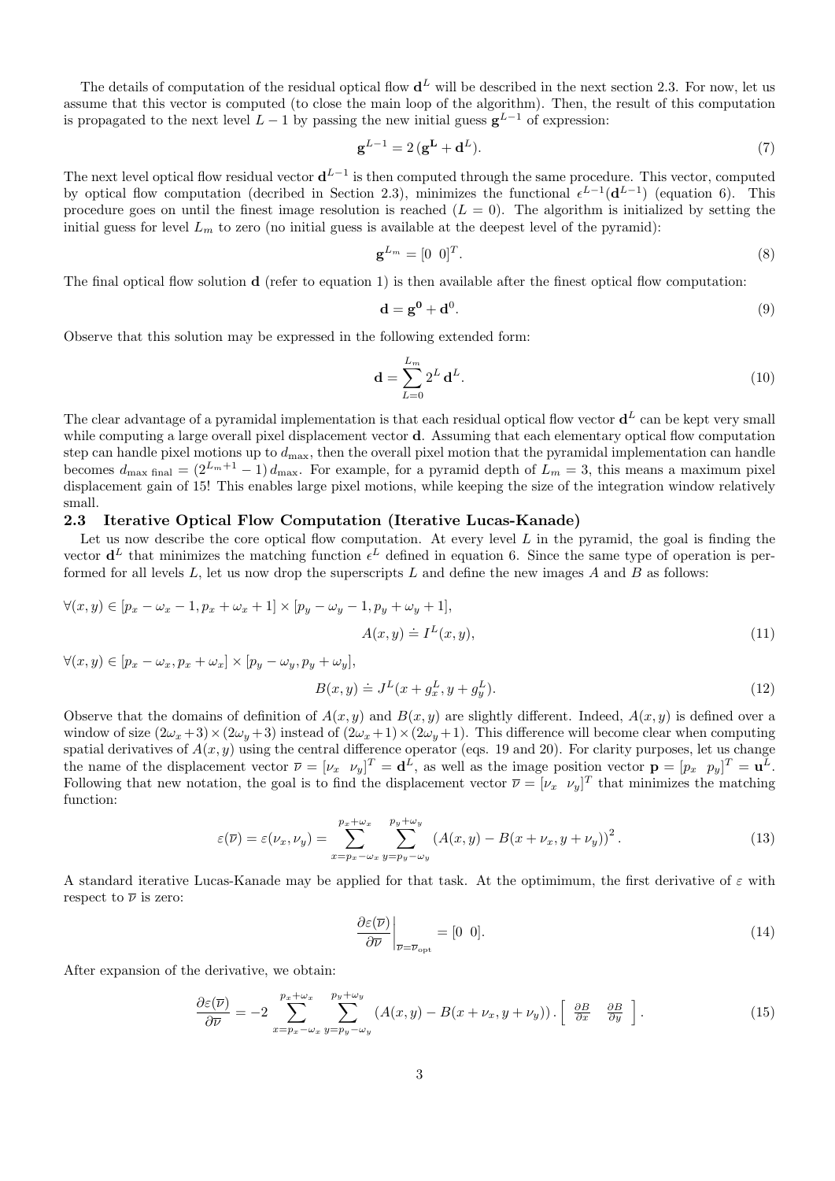The details of computation of the residual optical flow $\mathbf{d}^L$ will be described in the next section 2.3. For now, let us assume that this vector is computed (to close the main loop of the algorithm). Then, the result of this computation is propagated to the next level $L-1$ by passing the new initial guess $\mathbf{g}^{L-1}$ of expression:

$$\mathbf{g}^{L-1} = 2\,(\mathbf{g}^{\mathbf{L}} + \mathbf{d}^L). \tag{7}$$

The next level optical flow residual vector $\mathbf{d}^{L-1}$ is then computed through the same procedure. This vector, computed by optical flow computation (decribed in Section 2.3), minimizes the functional $\epsilon^{L-1}(\mathbf{d}^{L-1})$ (equation 6). This procedure goes on until the finest image resolution is reached ($L = 0$). The algorithm is initialized by setting the initial guess for level $L_m$ to zero (no initial guess is available at the deepest level of the pyramid):

$$\mathbf{g}^{L_m} = [0 \;\; 0]^T. \tag{8}$$

The final optical flow solution $\mathbf{d}$ (refer to equation 1) is then available after the finest optical flow computation:

$$\mathbf{d} = \mathbf{g}^{\mathbf{0}} + \mathbf{d}^0. \tag{9}$$

Observe that this solution may be expressed in the following extended form:

$$\mathbf{d} = \sum_{L=0}^{L_m} 2^L\,\mathbf{d}^L. \tag{10}$$

The clear advantage of a pyramidal implementation is that each residual optical flow vector $\mathbf{d}^L$ can be kept very small while computing a large overall pixel displacement vector $\mathbf{d}$. Assuming that each elementary optical flow computation step can handle pixel motions up to $d_{\max}$, then the overall pixel motion that the pyramidal implementation can handle becomes $d_{\max\ \text{final}} = (2^{L_m+1} - 1)\,d_{\max}$. For example, for a pyramid depth of $L_m = 3$, this means a maximum pixel displacement gain of 15! This enables large pixel motions, while keeping the size of the integration window relatively small.

### 2.3 Iterative Optical Flow Computation (Iterative Lucas-Kanade)

Let us now describe the core optical flow computation. At every level $L$ in the pyramid, the goal is finding the vector $\mathbf{d}^L$ that minimizes the matching function $\epsilon^L$ defined in equation 6. Since the same type of operation is performed for all levels $L$, let us now drop the superscripts $L$ and define the new images $A$ and $B$ as follows:

$$\forall (x,y) \in [p_x - \omega_x - 1, p_x + \omega_x + 1] \times [p_y - \omega_y - 1, p_y + \omega_y + 1],$$

$$A(x,y) \doteq I^L(x,y), \tag{11}$$

$$\forall (x,y) \in [p_x - \omega_x, p_x + \omega_x] \times [p_y - \omega_y, p_y + \omega_y],$$

$$B(x,y) \doteq J^L(x + g_x^L, y + g_y^L). \tag{12}$$

Observe that the domains of definition of $A(x,y)$ and $B(x,y)$ are slightly different. Indeed, $A(x,y)$ is defined over a window of size $(2\omega_x+3)\times(2\omega_y+3)$ instead of $(2\omega_x+1)\times(2\omega_y+1)$. This difference will become clear when computing spatial derivatives of $A(x,y)$ using the central difference operator (eqs. 19 and 20). For clarity purposes, let us change the name of the displacement vector $\overline{\nu} = [\nu_x \;\; \nu_y]^T = \mathbf{d}^L$, as well as the image position vector $\mathbf{p} = [p_x \;\; p_y]^T = \mathbf{u}^L$. Following that new notation, the goal is to find the displacement vector $\overline{\nu} = [\nu_x \;\; \nu_y]^T$ that minimizes the matching function:

$$\varepsilon(\overline{\nu}) = \varepsilon(\nu_x, \nu_y) = \sum_{x=p_x-\omega_x}^{p_x+\omega_x} \sum_{y=p_y-\omega_y}^{p_y+\omega_y} \left(A(x,y) - B(x+\nu_x, y+\nu_y)\right)^2. \tag{13}$$

A standard iterative Lucas-Kanade may be applied for that task. At the optimimum, the first derivative of $\varepsilon$ with respect to $\overline{\nu}$ is zero:

$$\left.\frac{\partial \varepsilon(\overline{\nu})}{\partial \overline{\nu}}\right|_{\overline{\nu}=\overline{\nu}_{\text{opt}}} = [0 \;\; 0]. \tag{14}$$

After expansion of the derivative, we obtain:

$$\frac{\partial \varepsilon(\overline{\nu})}{\partial \overline{\nu}} = -2 \sum_{x=p_x-\omega_x}^{p_x+\omega_x} \sum_{y=p_y-\omega_y}^{p_y+\omega_y} \left(A(x,y) - B(x+\nu_x, y+\nu_y)\right) \cdot \begin{bmatrix} \frac{\partial B}{\partial x} & \frac{\partial B}{\partial y} \end{bmatrix}. \tag{15}$$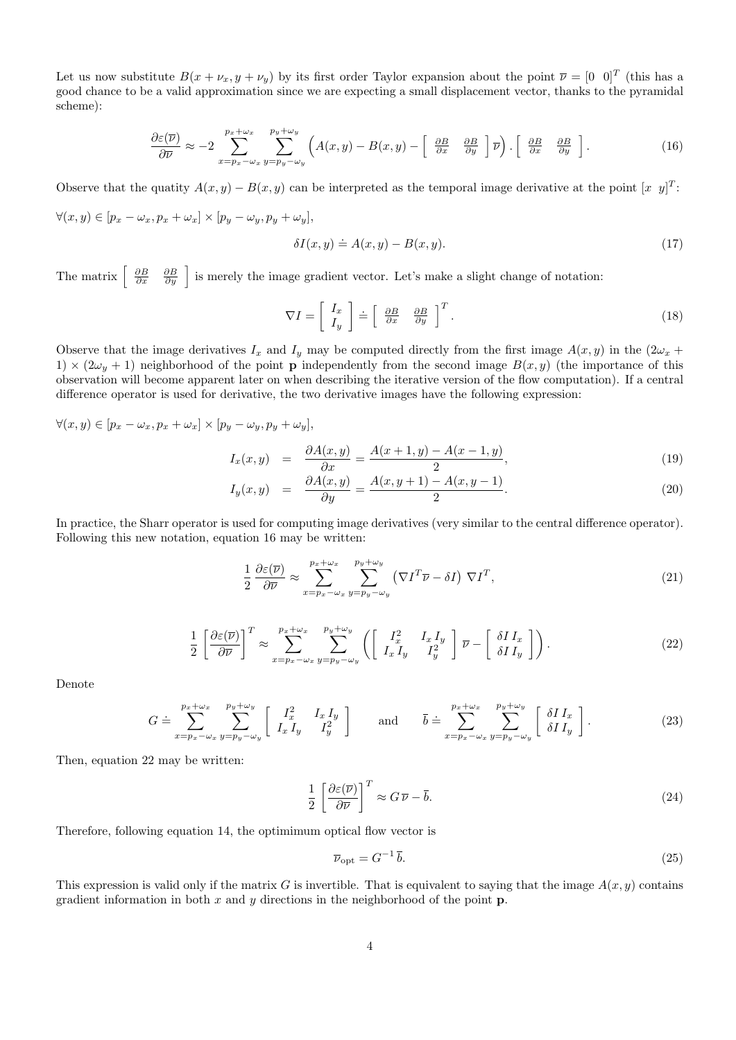Let us now substitute $B(x + \nu_x, y + \nu_y)$ by its first order Taylor expansion about the point $\overline{\nu} = [0 \;\; 0]^T$ (this has a good chance to be a valid approximation since we are expecting a small displacement vector, thanks to the pyramidal scheme):

$$\frac{\partial \varepsilon(\overline{\nu})}{\partial \overline{\nu}} \approx -2 \sum_{x=p_x-\omega_x}^{p_x+\omega_x} \sum_{y=p_y-\omega_y}^{p_y+\omega_y} \left( A(x,y) - B(x,y) - \left[ \begin{array}{cc} \frac{\partial B}{\partial x} & \frac{\partial B}{\partial y} \end{array} \right] \overline{\nu} \right) \cdot \left[ \begin{array}{cc} \frac{\partial B}{\partial x} & \frac{\partial B}{\partial y} \end{array} \right]. \tag{16}$$

Observe that the quatity $A(x,y) - B(x,y)$ can be interpreted as the temporal image derivative at the point $[x \;\; y]^T$:

$\forall (x,y) \in [p_x - \omega_x, p_x + \omega_x] \times [p_y - \omega_y, p_y + \omega_y]$,

$$\delta I(x,y) \doteq A(x,y) - B(x,y). \tag{17}$$

The matrix $\left[ \begin{array}{cc} \frac{\partial B}{\partial x} & \frac{\partial B}{\partial y} \end{array} \right]$ is merely the image gradient vector. Let's make a slight change of notation:

$$\nabla I = \left[ \begin{array}{c} I_x \\ I_y \end{array} \right] \doteq \left[ \begin{array}{cc} \frac{\partial B}{\partial x} & \frac{\partial B}{\partial y} \end{array} \right]^T. \tag{18}$$

Observe that the image derivatives $I_x$ and $I_y$ may be computed directly from the first image $A(x,y)$ in the $(2\omega_x + 1) \times (2\omega_y + 1)$ neighborhood of the point $\mathbf{p}$ independently from the second image $B(x,y)$ (the importance of this observation will become apparent later on when describing the iterative version of the flow computation). If a central difference operator is used for derivative, the two derivative images have the following expression:

$\forall (x,y) \in [p_x - \omega_x, p_x + \omega_x] \times [p_y - \omega_y, p_y + \omega_y]$,

$$I_x(x,y) = \frac{\partial A(x,y)}{\partial x} = \frac{A(x+1,y) - A(x-1,y)}{2}, \tag{19}$$

$$I_y(x,y) = \frac{\partial A(x,y)}{\partial y} = \frac{A(x,y+1) - A(x,y-1)}{2}. \tag{20}$$

In practice, the Sharr operator is used for computing image derivatives (very similar to the central difference operator). Following this new notation, equation 16 may be written:

$$\frac{1}{2} \frac{\partial \varepsilon(\overline{\nu})}{\partial \overline{\nu}} \approx \sum_{x=p_x-\omega_x}^{p_x+\omega_x} \sum_{y=p_y-\omega_y}^{p_y+\omega_y} \left( \nabla I^T \overline{\nu} - \delta I \right) \nabla I^T, \tag{21}$$

$$\frac{1}{2} \left[ \frac{\partial \varepsilon(\overline{\nu})}{\partial \overline{\nu}} \right]^T \approx \sum_{x=p_x-\omega_x}^{p_x+\omega_x} \sum_{y=p_y-\omega_y}^{p_y+\omega_y} \left( \left[ \begin{array}{cc} I_x^2 & I_x I_y \\ I_x I_y & I_y^2 \end{array} \right] \overline{\nu} - \left[ \begin{array}{c} \delta I \, I_x \\ \delta I \, I_y \end{array} \right] \right). \tag{22}$$

Denote

$$G \doteq \sum_{x=p_x-\omega_x}^{p_x+\omega_x} \sum_{y=p_y-\omega_y}^{p_y+\omega_y} \left[ \begin{array}{cc} I_x^2 & I_x I_y \\ I_x I_y & I_y^2 \end{array} \right] \quad \text{and} \quad \overline{b} \doteq \sum_{x=p_x-\omega_x}^{p_x+\omega_x} \sum_{y=p_y-\omega_y}^{p_y+\omega_y} \left[ \begin{array}{c} \delta I \, I_x \\ \delta I \, I_y \end{array} \right]. \tag{23}$$

Then, equation 22 may be written:

$$\frac{1}{2} \left[ \frac{\partial \varepsilon(\overline{\nu})}{\partial \overline{\nu}} \right]^T \approx G \, \overline{\nu} - \overline{b}. \tag{24}$$

Therefore, following equation 14, the optimimum optical flow vector is

$$\overline{\nu}_{\text{opt}} = G^{-1} \, \overline{b}. \tag{25}$$

This expression is valid only if the matrix $G$ is invertible. That is equivalent to saying that the image $A(x,y)$ contains gradient information in both $x$ and $y$ directions in the neighborhood of the point $\mathbf{p}$.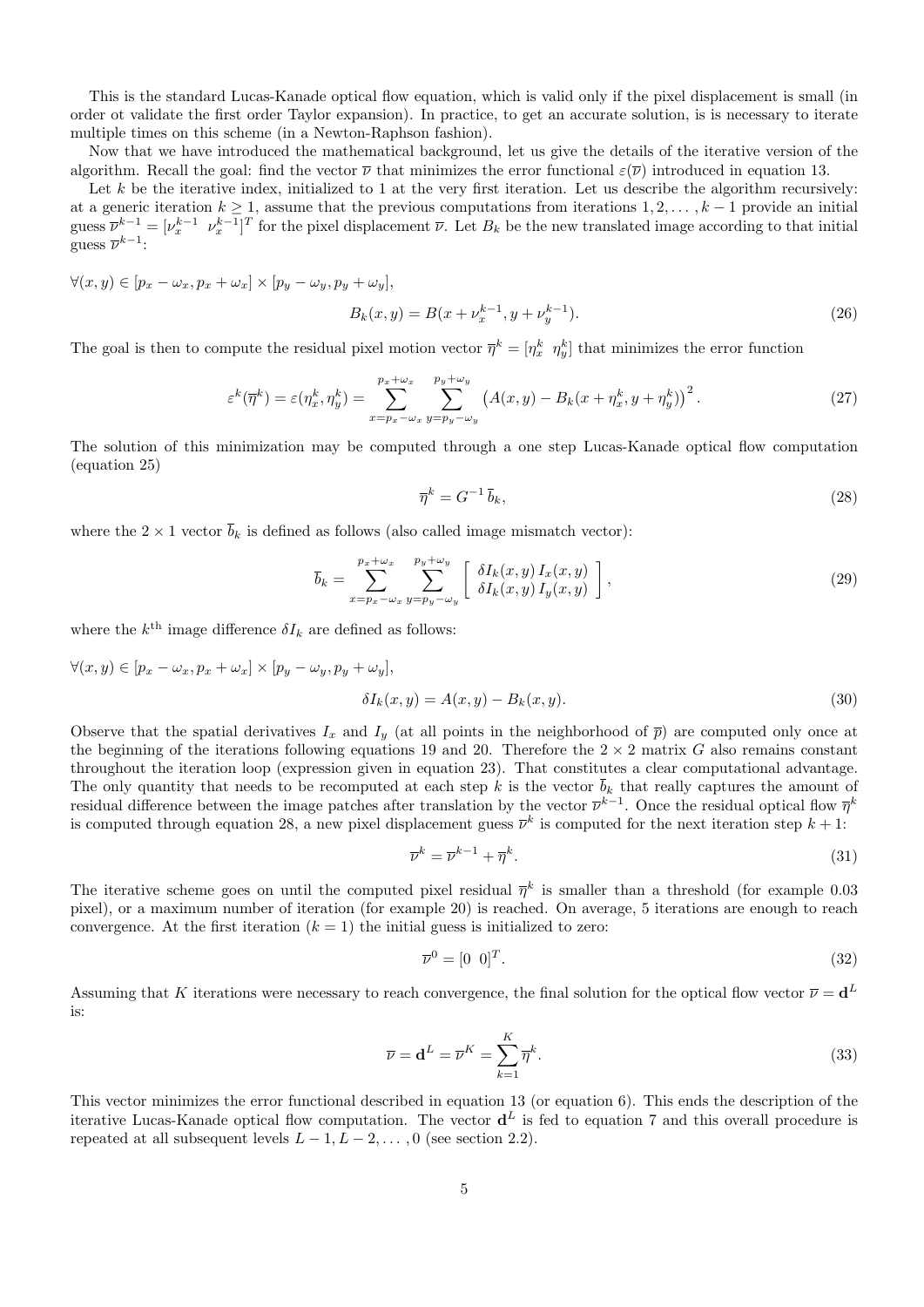This is the standard Lucas-Kanade optical flow equation, which is valid only if the pixel displacement is small (in order ot validate the first order Taylor expansion). In practice, to get an accurate solution, is is necessary to iterate multiple times on this scheme (in a Newton-Raphson fashion).

Now that we have introduced the mathematical background, let us give the details of the iterative version of the algorithm. Recall the goal: find the vector $\overline{\nu}$ that minimizes the error functional $\varepsilon(\overline{\nu})$ introduced in equation 13.

Let $k$ be the iterative index, initialized to 1 at the very first iteration. Let us describe the algorithm recursively: at a generic iteration $k \geq 1$, assume that the previous computations from iterations $1, 2, \ldots, k-1$ provide an initial guess $\overline{\nu}^{k-1} = [\nu_x^{k-1} \;\; \nu_x^{k-1}]^T$ for the pixel displacement $\overline{\nu}$. Let $B_k$ be the new translated image according to that initial guess $\overline{\nu}^{k-1}$:

$\forall (x, y) \in [p_x - \omega_x, p_x + \omega_x] \times [p_y - \omega_y, p_y + \omega_y]$,

$$B_k(x, y) = B(x + \nu_x^{k-1}, y + \nu_y^{k-1}). \tag{26}$$

The goal is then to compute the residual pixel motion vector $\overline{\eta}^k = [\eta_x^k \;\; \eta_y^k]$ that minimizes the error function

$$\varepsilon^k(\overline{\eta}^k) = \varepsilon(\eta_x^k, \eta_y^k) = \sum_{x=p_x-\omega_x}^{p_x+\omega_x} \sum_{y=p_y-\omega_y}^{p_y+\omega_y} \left(A(x, y) - B_k(x + \eta_x^k, y + \eta_y^k)\right)^2. \tag{27}$$

The solution of this minimization may be computed through a one step Lucas-Kanade optical flow computation (equation 25)

$$\overline{\eta}^k = G^{-1}\, \overline{b}_k, \tag{28}$$

where the $2 \times 1$ vector $\overline{b}_k$ is defined as follows (also called image mismatch vector):

$$\overline{b}_k = \sum_{x=p_x-\omega_x}^{p_x+\omega_x} \sum_{y=p_y-\omega_y}^{p_y+\omega_y} \left[ \begin{array}{c} \delta I_k(x, y)\, I_x(x, y) \\ \delta I_k(x, y)\, I_y(x, y) \end{array} \right], \tag{29}$$

where the $k^{\text{th}}$ image difference $\delta I_k$ are defined as follows:

$\forall (x, y) \in [p_x - \omega_x, p_x + \omega_x] \times [p_y - \omega_y, p_y + \omega_y]$,

$$\delta I_k(x, y) = A(x, y) - B_k(x, y). \tag{30}$$

Observe that the spatial derivatives $I_x$ and $I_y$ (at all points in the neighborhood of $\overline{p}$) are computed only once at the beginning of the iterations following equations 19 and 20. Therefore the $2 \times 2$ matrix $G$ also remains constant throughout the iteration loop (expression given in equation 23). That constitutes a clear computational advantage. The only quantity that needs to be recomputed at each step $k$ is the vector $\overline{b}_k$ that really captures the amount of residual difference between the image patches after translation by the vector $\overline{\nu}^{k-1}$. Once the residual optical flow $\overline{\eta}^k$ is computed through equation 28, a new pixel displacement guess $\overline{\nu}^k$ is computed for the next iteration step $k+1$:

$$\overline{\nu}^k = \overline{\nu}^{k-1} + \overline{\eta}^k. \tag{31}$$

The iterative scheme goes on until the computed pixel residual $\overline{\eta}^k$ is smaller than a threshold (for example 0.03 pixel), or a maximum number of iteration (for example 20) is reached. On average, 5 iterations are enough to reach convergence. At the first iteration ($k = 1$) the initial guess is initialized to zero:

$$\overline{\nu}^0 = [0 \;\; 0]^T. \tag{32}$$

Assuming that $K$ iterations were necessary to reach convergence, the final solution for the optical flow vector $\overline{\nu} = \mathbf{d}^L$ is:

$$\overline{\nu} = \mathbf{d}^L = \overline{\nu}^K = \sum_{k=1}^{K} \overline{\eta}^k. \tag{33}$$

This vector minimizes the error functional described in equation 13 (or equation 6). This ends the description of the iterative Lucas-Kanade optical flow computation. The vector $\mathbf{d}^L$ is fed to equation 7 and this overall procedure is repeated at all subsequent levels $L-1, L-2, \ldots, 0$ (see section 2.2).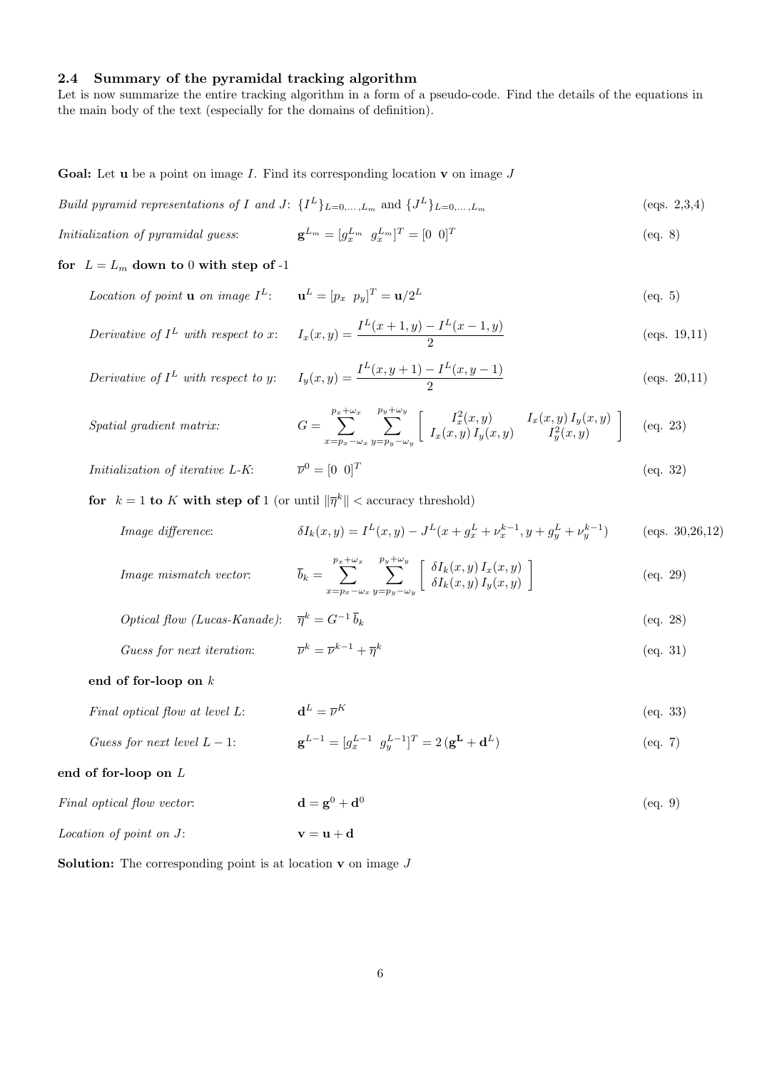### 2.4 Summary of the pyramidal tracking algorithm

Let is now summarize the entire tracking algorithm in a form of a pseudo-code. Find the details of the equations in the main body of the text (especially for the domains of definition).

**Goal:** Let $\mathbf{u}$ be a point on image $I$. Find its corresponding location $\mathbf{v}$ on image $J$

*Build pyramid representations of $I$ and $J$*: $\{I^L\}_{L=0,\ldots,L_m}$ and $\{J^L\}_{L=0,\ldots,L_m}$ (eqs. 2,3,4)

*Initialization of pyramidal guess*: $\mathbf{g}^{L_m} = [g_x^{L_m} \;\; g_x^{L_m}]^T = [0 \;\; 0]^T$ (eq. 8)

**for** $L = L_m$ **down to** 0 **with step of** -1

> *Location of point $\mathbf{u}$ on image $I^L$*: $\mathbf{u}^L = [p_x \;\; p_y]^T = \mathbf{u}/2^L$ (eq. 5)
>
> *Derivative of $I^L$ with respect to $x$*: $I_x(x,y) = \dfrac{I^L(x+1,y) - I^L(x-1,y)}{2}$ (eqs. 19,11)
>
> *Derivative of $I^L$ with respect to $y$*: $I_y(x,y) = \dfrac{I^L(x,y+1) - I^L(x,y-1)}{2}$ (eqs. 20,11)
>
> *Spatial gradient matrix*: $G = \displaystyle\sum_{x=p_x-\omega_x}^{p_x+\omega_x} \sum_{y=p_y-\omega_y}^{p_y+\omega_y} \begin{bmatrix} I_x^2(x,y) & I_x(x,y)\,I_y(x,y) \\ I_x(x,y)\,I_y(x,y) & I_y^2(x,y) \end{bmatrix}$ (eq. 23)
>
> *Initialization of iterative L-K*: $\overline{\nu}^0 = [0 \;\; 0]^T$ (eq. 32)
>
> **for** $k = 1$ **to** $K$ **with step of** 1 (or until $\|\overline{\eta}^k\| <$ accuracy threshold)
>
> > *Image difference*: $\delta I_k(x,y) = I^L(x,y) - J^L(x + g_x^L + \nu_x^{k-1}, y + g_y^L + \nu_y^{k-1})$ (eqs. 30,26,12)
> >
> > *Image mismatch vector*: $\overline{b}_k = \displaystyle\sum_{x=p_x-\omega_x}^{p_x+\omega_x} \sum_{y=p_y-\omega_y}^{p_y+\omega_y} \begin{bmatrix} \delta I_k(x,y)\,I_x(x,y) \\ \delta I_k(x,y)\,I_y(x,y) \end{bmatrix}$ (eq. 29)
> >
> > *Optical flow (Lucas-Kanade)*: $\overline{\eta}^k = G^{-1}\,\overline{b}_k$ (eq. 28)
> >
> > *Guess for next iteration*: $\overline{\nu}^k = \overline{\nu}^{k-1} + \overline{\eta}^k$ (eq. 31)
>
> **end of for-loop on** $k$
>
> *Final optical flow at level $L$*: $\mathbf{d}^L = \overline{\nu}^K$ (eq. 33)
>
> *Guess for next level $L-1$*: $\mathbf{g}^{L-1} = [g_x^{L-1} \;\; g_y^{L-1}]^T = 2\,(\mathbf{g}^{\mathbf{L}} + \mathbf{d}^L)$ (eq. 7)

**end of for-loop on** $L$

*Final optical flow vector*: $\mathbf{d} = \mathbf{g}^0 + \mathbf{d}^0$ (eq. 9)

*Location of point on $J$*: $\mathbf{v} = \mathbf{u} + \mathbf{d}$

**Solution:** The corresponding point is at location $\mathbf{v}$ on image $J$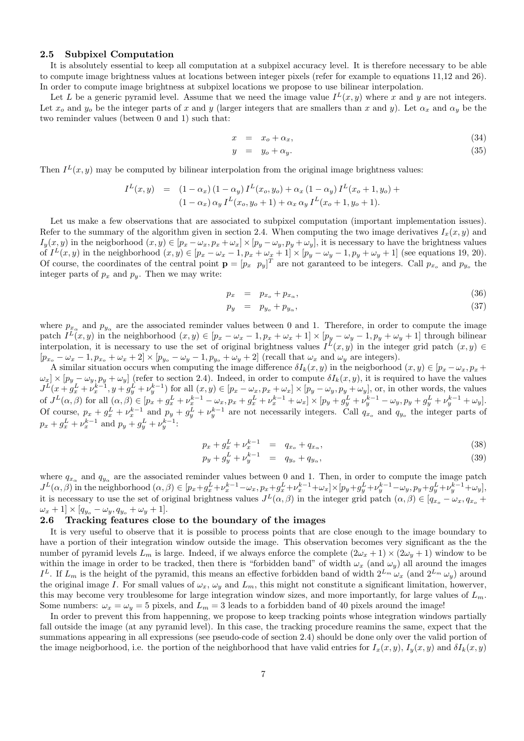### 2.5 Subpixel Computation

It is absolutely essential to keep all computation at a subpixel accuracy level. It is therefore necessary to be able to compute image brightness values at locations between integer pixels (refer for example to equations 11,12 and 26). In order to compute image brightness at subpixel locations we propose to use bilinear interpolation.

Let $L$ be a generic pyramid level. Assume that we need the image value $I^L(x,y)$ where $x$ and $y$ are not integers. Let $x_o$ and $y_o$ be the integer parts of $x$ and $y$ (larger integers that are smallers than $x$ and $y$). Let $\alpha_x$ and $\alpha_y$ be the two reminder values (between 0 and 1) such that:

$$x = x_o + \alpha_x, \tag{34}$$

$$y = y_o + \alpha_y. \tag{35}$$

Then $I^L(x,y)$ may be computed by bilinear interpolation from the original image brightness values:

$$\begin{aligned} I^L(x,y) &= (1-\alpha_x)\,(1-\alpha_y)\,I^L(x_o,y_o) + \alpha_x\,(1-\alpha_y)\,I^L(x_o+1,y_o) + \\ &\quad (1-\alpha_x)\,\alpha_y\,I^L(x_o,y_o+1) + \alpha_x\,\alpha_y\,I^L(x_o+1,y_o+1). \end{aligned}$$

Let us make a few observations that are associated to subpixel computation (important implementation issues). Refer to the summary of the algorithm given in section 2.4. When computing the two image derivatives $I_x(x,y)$ and $I_y(x,y)$ in the neigborhood $(x,y) \in [p_x - \omega_x, p_x + \omega_x] \times [p_y - \omega_y, p_y + \omega_y]$, it is necessary to have the brightness values of $I^L(x,y)$ in the neighborhood $(x,y) \in [p_x - \omega_x - 1, p_x + \omega_x + 1] \times [p_y - \omega_y - 1, p_y + \omega_y + 1]$ (see equations 19, 20). Of course, the coordinates of the central point $\mathbf{p} = [p_x \;\; p_y]^T$ are not garanteed to be integers. Call $p_{x_o}$ and $p_{y_o}$ the integer parts of $p_x$ and $p_y$. Then we may write:

$$p_x = p_{x_o} + p_{x_\alpha}, \tag{36}$$

$$p_y = p_{y_o} + p_{y_\alpha}, \tag{37}$$

where $p_{x_\alpha}$ and $p_{y_\alpha}$ are the associated reminder values between 0 and 1. Therefore, in order to compute the image patch $I^L(x,y)$ in the neighborhood $(x,y) \in [p_x - \omega_x - 1, p_x + \omega_x + 1] \times [p_y - \omega_y - 1, p_y + \omega_y + 1]$ through bilinear interpolation, it is necessary to use the set of original brightness values $I^L(x,y)$ in the integer grid patch $(x,y) \in [p_{x_o} - \omega_x - 1, p_{x_o} + \omega_x + 2] \times [p_{y_o} - \omega_y - 1, p_{y_o} + \omega_y + 2]$ (recall that $\omega_x$ and $\omega_y$ are integers).

A similar situation occurs when computing the image difference $\delta I_k(x,y)$ in the neigborhood $(x,y) \in [p_x - \omega_x, p_x + \omega_x] \times [p_y - \omega_y, p_y + \omega_y]$ (refer to section 2.4). Indeed, in order to compute $\delta I_k(x,y)$, it is required to have the values $J^L(x + g_x^L + \nu_x^{k-1}, y + g_y^L + \nu_y^{k-1})$ for all $(x,y) \in [p_x - \omega_x, p_x + \omega_x] \times [p_y - \omega_y, p_y + \omega_y]$, or, in other words, the values of $J^L(\alpha,\beta)$ for all $(\alpha,\beta) \in [p_x + g_x^L + \nu_x^{k-1} - \omega_x, p_x + g_x^L + \nu_x^{k-1} + \omega_x] \times [p_y + g_y^L + \nu_y^{k-1} - \omega_y, p_y + g_y^L + \nu_y^{k-1} + \omega_y]$. Of course, $p_x + g_x^L + \nu_x^{k-1}$ and $p_y + g_y^L + \nu_y^{k-1}$ are not necessarily integers. Call $q_{x_o}$ and $q_{y_o}$ the integer parts of $p_x + g_x^L + \nu_x^{k-1}$ and $p_y + g_y^L + \nu_y^{k-1}$:

$$p_x + g_x^L + \nu_x^{k-1} = q_{x_o} + q_{x_\alpha}, \tag{38}$$

$$p_y + g_y^L + \nu_y^{k-1} = q_{y_o} + q_{y_\alpha}, \tag{39}$$

where $q_{x_\alpha}$ and $q_{y_\alpha}$ are the associated reminder values between 0 and 1. Then, in order to compute the image patch $J^L(\alpha,\beta)$ in the neighborhood $(\alpha,\beta) \in [p_x + g_x^L + \nu_x^{k-1} - \omega_x, p_x + g_x^L + \nu_x^{k-1} + \omega_x] \times [p_y + g_y^L + \nu_y^{k-1} - \omega_y, p_y + g_y^L + \nu_y^{k-1} + \omega_y]$, it is necessary to use the set of original brightness values $J^L(\alpha,\beta)$ in the integer grid patch $(\alpha,\beta) \in [q_{x_o} - \omega_x, q_{x_o} + \omega_x + 1] \times [q_{y_o} - \omega_y, q_{y_o} + \omega_y + 1]$.

### 2.6 Tracking features close to the boundary of the images

It is very useful to observe that it is possible to process points that are close enough to the image boundary to have a portion of their integration window outside the image. This observation becomes very significant as the the number of pyramid levels $L_m$ is large. Indeed, if we always enforce the complete $(2\omega_x + 1) \times (2\omega_y + 1)$ window to be within the image in order to be tracked, then there is "forbidden band" of width $\omega_x$ (and $\omega_y$) all around the images $I^L$. If $L_m$ is the height of the pyramid, this means an effective forbidden band of width $2^{L_m}\,\omega_x$ (and $2^{L_m}\,\omega_y$) around the original image $I$. For small values of $\omega_x$, $\omega_y$ and $L_m$, this might not constitute a significant limitation, however, this may become very troublesome for large integration window sizes, and more importantly, for large values of $L_m$. Some numbers: $\omega_x = \omega_y = 5$ pixels, and $L_m = 3$ leads to a forbidden band of 40 pixels around the image!

In order to prevent this from happenning, we propose to keep tracking points whose integration windows partially fall outside the image (at any pyramid level). In this case, the tracking procedure reamins the same, expect that the summations appearing in all expressions (see pseudo-code of section 2.4) should be done only over the valid portion of the image neigborhood, i.e. the portion of the neighborhood that have valid entries for $I_x(x,y)$, $I_y(x,y)$ and $\delta I_k(x,y)$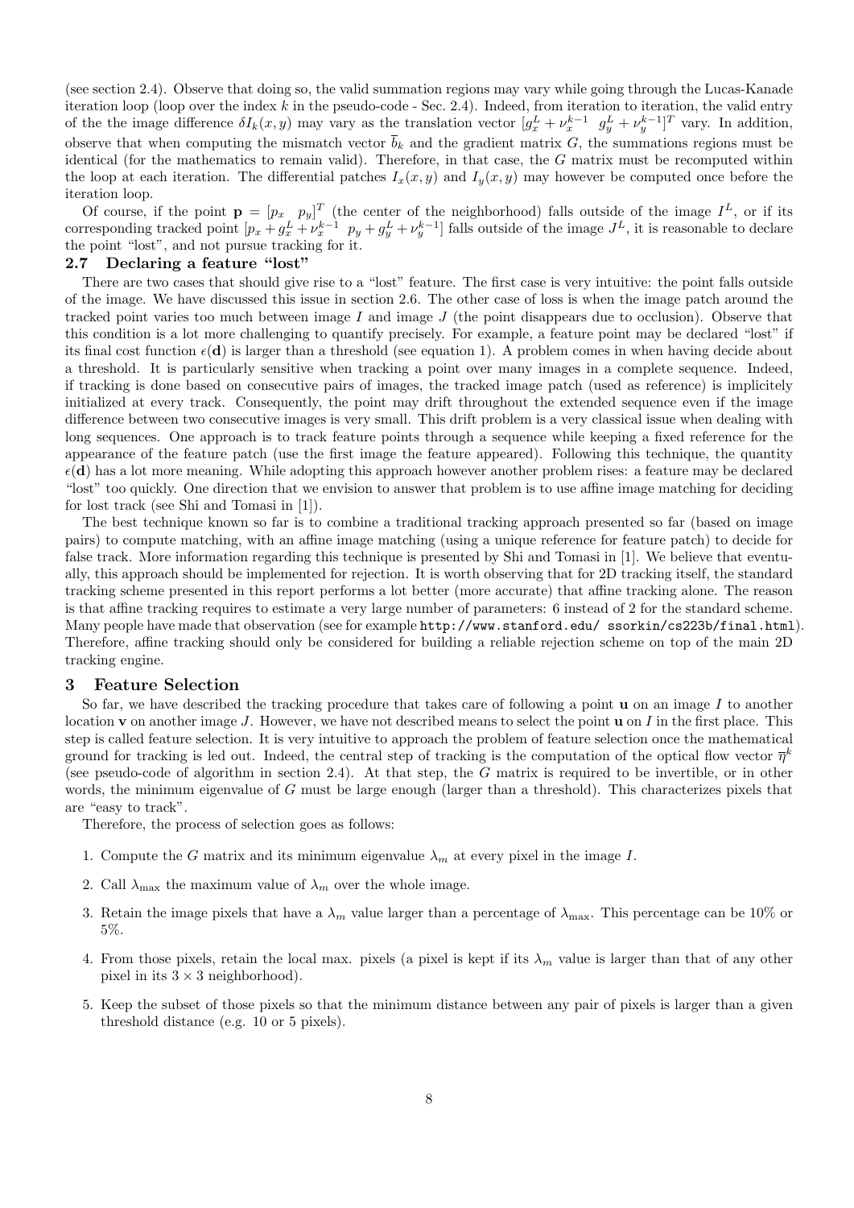(see section 2.4). Observe that doing so, the valid summation regions may vary while going through the Lucas-Kanade iteration loop (loop over the index $k$ in the pseudo-code - Sec. 2.4). Indeed, from iteration to iteration, the valid entry of the the image difference $\delta I_k(x,y)$ may vary as the translation vector $[g_x^L + \nu_x^{k-1} \;\; g_y^L + \nu_y^{k-1}]^T$ vary. In addition, observe that when computing the mismatch vector $\bar{b}_k$ and the gradient matrix $G$, the summations regions must be identical (for the mathematics to remain valid). Therefore, in that case, the $G$ matrix must be recomputed within the loop at each iteration. The differential patches $I_x(x,y)$ and $I_y(x,y)$ may however be computed once before the iteration loop.

Of course, if the point $\mathbf{p} = [p_x \;\; p_y]^T$ (the center of the neighborhood) falls outside of the image $I^L$, or if its corresponding tracked point $[p_x + g_x^L + \nu_x^{k-1} \;\; p_y + g_y^L + \nu_y^{k-1}]$ falls outside of the image $J^L$, it is reasonable to declare the point "lost", and not pursue tracking for it.

### 2.7 Declaring a feature "lost"

There are two cases that should give rise to a "lost" feature. The first case is very intuitive: the point falls outside of the image. We have discussed this issue in section 2.6. The other case of loss is when the image patch around the tracked point varies too much between image $I$ and image $J$ (the point disappears due to occlusion). Observe that this condition is a lot more challenging to quantify precisely. For example, a feature point may be declared "lost" if its final cost function $\epsilon(\mathbf{d})$ is larger than a threshold (see equation 1). A problem comes in when having decide about a threshold. It is particularly sensitive when tracking a point over many images in a complete sequence. Indeed, if tracking is done based on consecutive pairs of images, the tracked image patch (used as reference) is implicitely initialized at every track. Consequently, the point may drift throughout the extended sequence even if the image difference between two consecutive images is very small. This drift problem is a very classical issue when dealing with long sequences. One approach is to track feature points through a sequence while keeping a fixed reference for the appearance of the feature patch (use the first image the feature appeared). Following this technique, the quantity $\epsilon(\mathbf{d})$ has a lot more meaning. While adopting this approach however another problem rises: a feature may be declared "lost" too quickly. One direction that we envision to answer that problem is to use affine image matching for deciding for lost track (see Shi and Tomasi in [1]).

The best technique known so far is to combine a traditional tracking approach presented so far (based on image pairs) to compute matching, with an affine image matching (using a unique reference for feature patch) to decide for false track. More information regarding this technique is presented by Shi and Tomasi in [1]. We believe that eventually, this approach should be implemented for rejection. It is worth observing that for 2D tracking itself, the standard tracking scheme presented in this report performs a lot better (more accurate) that affine tracking alone. The reason is that affine tracking requires to estimate a very large number of parameters: 6 instead of 2 for the standard scheme. Many people have made that observation (see for example `http://www.stanford.edu/ ssorkin/cs223b/final.html`). Therefore, affine tracking should only be considered for building a reliable rejection scheme on top of the main 2D tracking engine.

## 3 Feature Selection

So far, we have described the tracking procedure that takes care of following a point $\mathbf{u}$ on an image $I$ to another location $\mathbf{v}$ on another image $J$. However, we have not described means to select the point $\mathbf{u}$ on $I$ in the first place. This step is called feature selection. It is very intuitive to approach the problem of feature selection once the mathematical ground for tracking is led out. Indeed, the central step of tracking is the computation of the optical flow vector $\bar{\eta}^k$ (see pseudo-code of algorithm in section 2.4). At that step, the $G$ matrix is required to be invertible, or in other words, the minimum eigenvalue of $G$ must be large enough (larger than a threshold). This characterizes pixels that are "easy to track".

Therefore, the process of selection goes as follows:

1. Compute the $G$ matrix and its minimum eigenvalue $\lambda_m$ at every pixel in the image $I$.
2. Call $\lambda_{\max}$ the maximum value of $\lambda_m$ over the whole image.
3. Retain the image pixels that have a $\lambda_m$ value larger than a percentage of $\lambda_{\max}$. This percentage can be 10% or 5%.
4. From those pixels, retain the local max. pixels (a pixel is kept if its $\lambda_m$ value is larger than that of any other pixel in its $3 \times 3$ neighborhood).
5. Keep the subset of those pixels so that the minimum distance between any pair of pixels is larger than a given threshold distance (e.g. 10 or 5 pixels).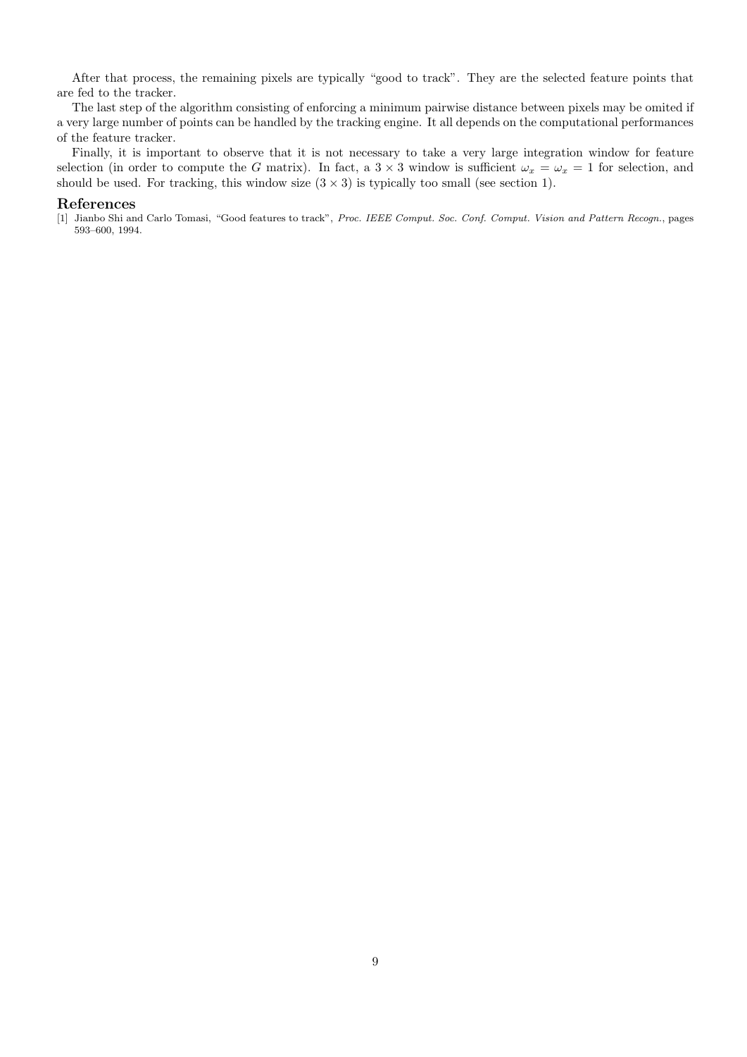After that process, the remaining pixels are typically "good to track". They are the selected feature points that are fed to the tracker.

The last step of the algorithm consisting of enforcing a minimum pairwise distance between pixels may be omited if a very large number of points can be handled by the tracking engine. It all depends on the computational performances of the feature tracker.

Finally, it is important to observe that it is not necessary to take a very large integration window for feature selection (in order to compute the $G$ matrix). In fact, a $3 \times 3$ window is sufficient $\omega_x = \omega_x = 1$ for selection, and should be used. For tracking, this window size $(3 \times 3)$ is typically too small (see section 1).

## References

[1] Jianbo Shi and Carlo Tomasi, "Good features to track", *Proc. IEEE Comput. Soc. Conf. Comput. Vision and Pattern Recogn.*, pages 593–600, 1994.